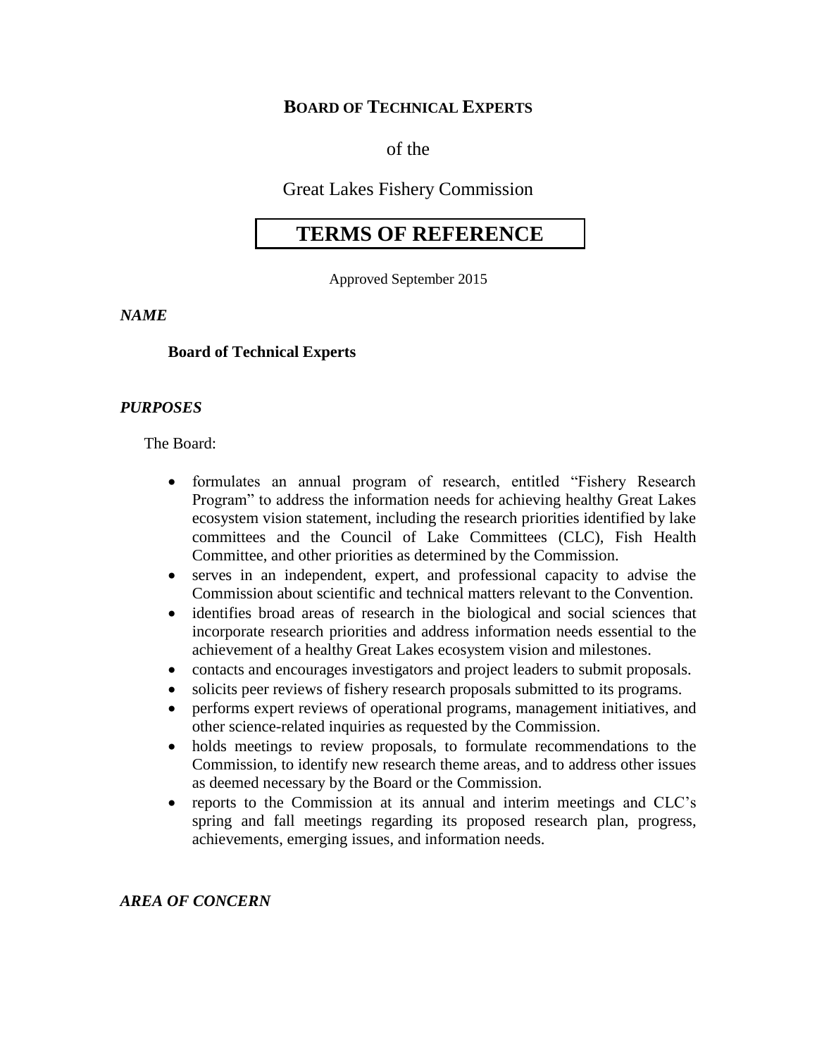# BOARD OF TECHNICAL EXPERTS

of the

Great Lakes Fishery Commission

## TERMS OF REFERENCE

Approved September 2015

### *NAME*

**Board of Technical Experts**

### *PURPOSES*

The Board:

- formulates an annual program of research, entitled "Fishery Research Program" to address the information needs for achieving healthy Great Lakes ecosystem vision statement, including the research priorities identified by lake committees and the Council of Lake Committees (CLC), Fish Health Committee, and other priorities as determined by the Commission.
- serves in an independent, expert, and professional capacity to advise the Commission about scientific and technical matters relevant to the Convention.
- identifies broad areas of research in the biological and social sciences that incorporate research priorities and address information needs essential to the achievement of a healthy Great Lakes ecosystem vision and milestones.
- contacts and encourages investigators and project leaders to submit proposals.
- solicits peer reviews of fishery research proposals submitted to its programs.
- performs expert reviews of operational programs, management initiatives, and other science-related inquiries as requested by the Commission.
- holds meetings to review proposals, to formulate recommendations to the Commission, to identify new research theme areas, and to address other issues as deemed necessary by the Board or the Commission.
- reports to the Commission at its annual and interim meetings and CLC's spring and fall meetings regarding its proposed research plan, progress, achievements, emerging issues, and information needs.

### *AREA OF CONCERN*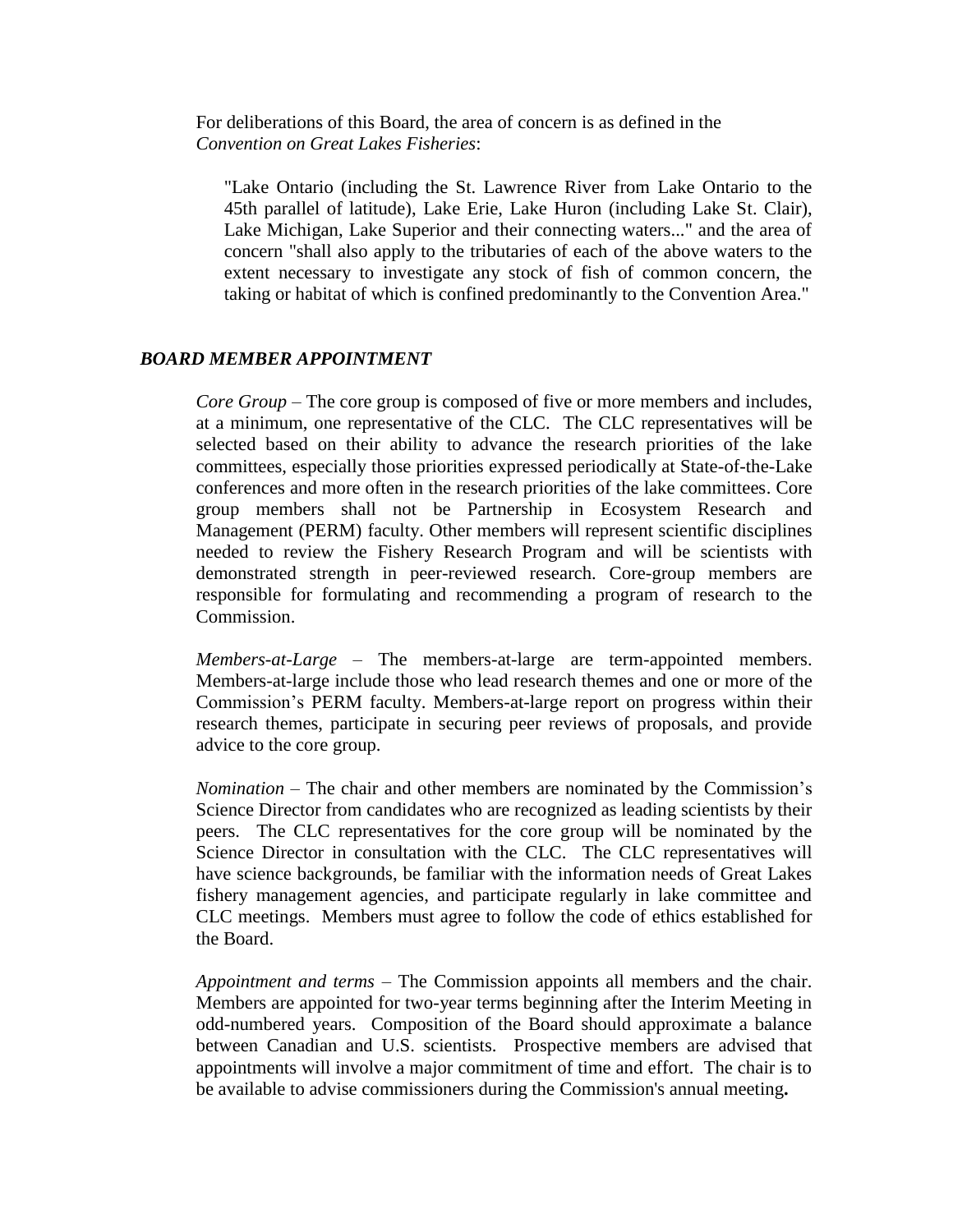For deliberations of this Board, the area of concern is as defined in the *Convention on Great Lakes Fisheries*:

> "Lake Ontario (including the St. Lawrence River from Lake Ontario to the 45th parallel of latitude), Lake Erie, Lake Huron (including Lake St. Clair), Lake Michigan, Lake Superior and their connecting waters..." and the area of concern "shall also apply to the tributaries of each of the above waters to the extent necessary to investigate any stock of fish of common concern, the taking or habitat of which is confined predominantly to the Convention Area."

### ***BOARD MEMBER APPOINTMENT***

*Core Group* – The core group is composed of five or more members and includes, at a minimum, one representative of the CLC. The CLC representatives will be selected based on their ability to advance the research priorities of the lake committees, especially those priorities expressed periodically at State-of-the-Lake conferences and more often in the research priorities of the lake committees. Core group members shall not be Partnership in Ecosystem Research and Management (PERM) faculty. Other members will represent scientific disciplines needed to review the Fishery Research Program and will be scientists with demonstrated strength in peer-reviewed research. Core-group members are responsible for formulating and recommending a program of research to the Commission.

*Members-at-Large* – The members-at-large are term-appointed members. Members-at-large include those who lead research themes and one or more of the Commission's PERM faculty. Members-at-large report on progress within their research themes, participate in securing peer reviews of proposals, and provide advice to the core group.

*Nomination* – The chair and other members are nominated by the Commission's Science Director from candidates who are recognized as leading scientists by their peers. The CLC representatives for the core group will be nominated by the Science Director in consultation with the CLC. The CLC representatives will have science backgrounds, be familiar with the information needs of Great Lakes fishery management agencies, and participate regularly in lake committee and CLC meetings. Members must agree to follow the code of ethics established for the Board.

*Appointment and terms* – The Commission appoints all members and the chair. Members are appointed for two-year terms beginning after the Interim Meeting in odd-numbered years. Composition of the Board should approximate a balance between Canadian and U.S. scientists. Prospective members are advised that appointments will involve a major commitment of time and effort. The chair is to be available to advise commissioners during the Commission's annual meeting**.**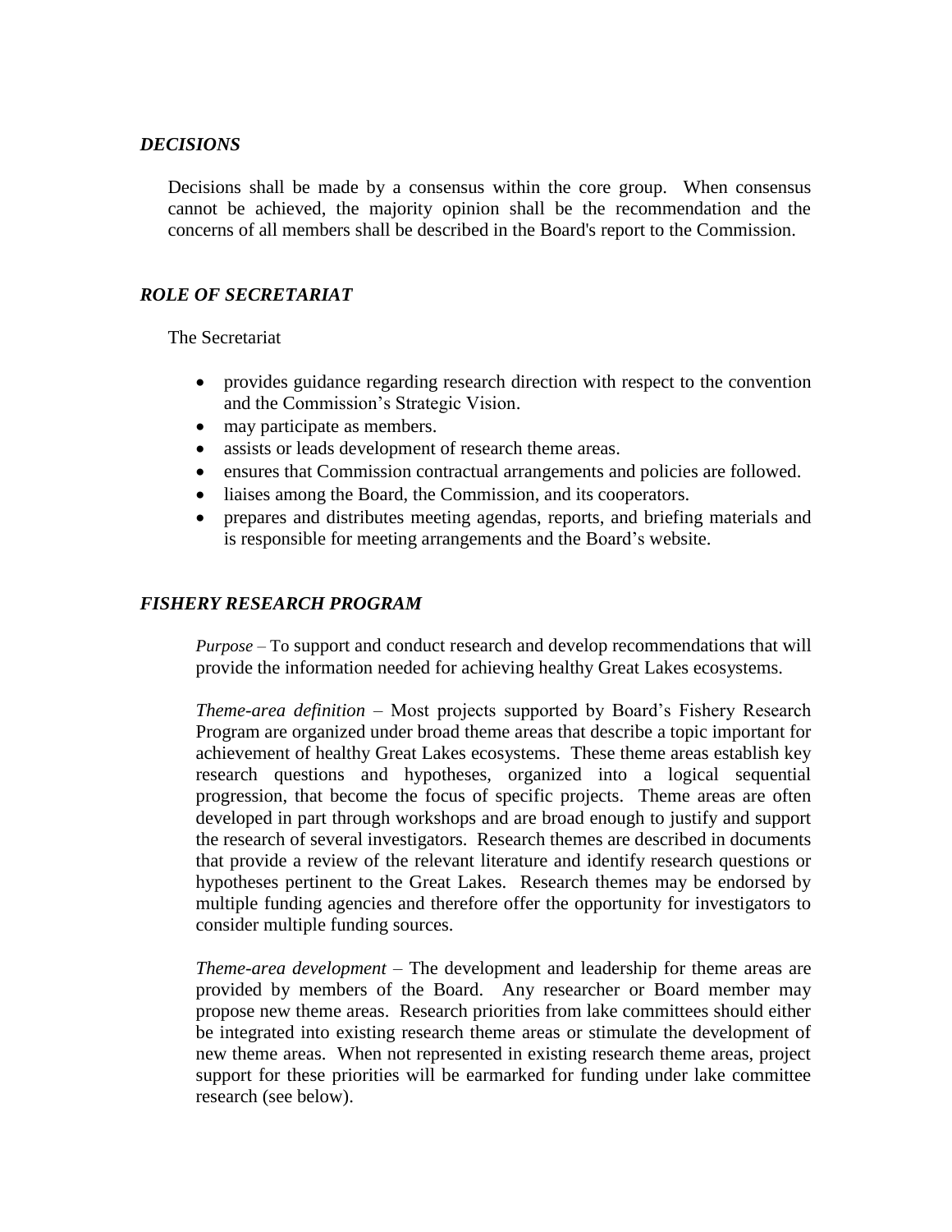### *DECISIONS*

Decisions shall be made by a consensus within the core group. When consensus cannot be achieved, the majority opinion shall be the recommendation and the concerns of all members shall be described in the Board's report to the Commission.

### *ROLE OF SECRETARIAT*

The Secretariat

- provides guidance regarding research direction with respect to the convention and the Commission's Strategic Vision.
- may participate as members.
- assists or leads development of research theme areas.
- ensures that Commission contractual arrangements and policies are followed.
- liaises among the Board, the Commission, and its cooperators.
- prepares and distributes meeting agendas, reports, and briefing materials and is responsible for meeting arrangements and the Board's website.

### *FISHERY RESEARCH PROGRAM*

*Purpose* – To support and conduct research and develop recommendations that will provide the information needed for achieving healthy Great Lakes ecosystems.

*Theme-area definition* – Most projects supported by Board's Fishery Research Program are organized under broad theme areas that describe a topic important for achievement of healthy Great Lakes ecosystems. These theme areas establish key research questions and hypotheses, organized into a logical sequential progression, that become the focus of specific projects. Theme areas are often developed in part through workshops and are broad enough to justify and support the research of several investigators. Research themes are described in documents that provide a review of the relevant literature and identify research questions or hypotheses pertinent to the Great Lakes. Research themes may be endorsed by multiple funding agencies and therefore offer the opportunity for investigators to consider multiple funding sources.

*Theme-area development* – The development and leadership for theme areas are provided by members of the Board. Any researcher or Board member may propose new theme areas. Research priorities from lake committees should either be integrated into existing research theme areas or stimulate the development of new theme areas. When not represented in existing research theme areas, project support for these priorities will be earmarked for funding under lake committee research (see below).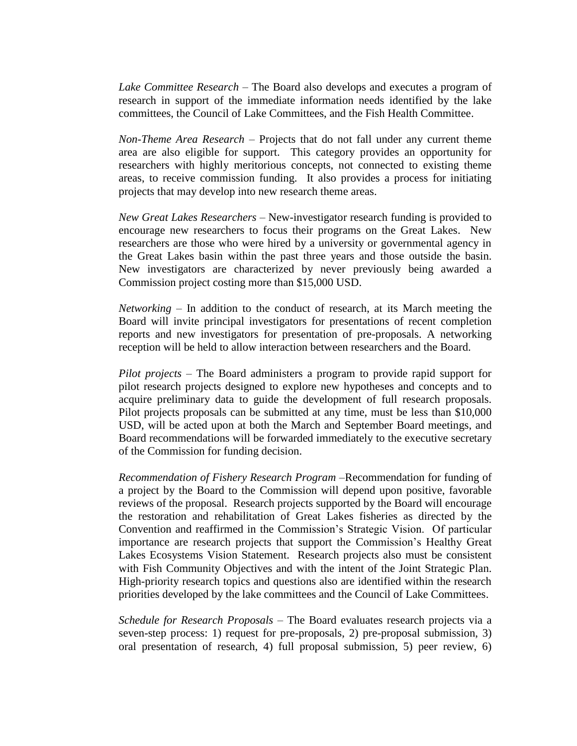*Lake Committee Research* – The Board also develops and executes a program of research in support of the immediate information needs identified by the lake committees, the Council of Lake Committees, and the Fish Health Committee.

*Non-Theme Area Research* – Projects that do not fall under any current theme area are also eligible for support. This category provides an opportunity for researchers with highly meritorious concepts, not connected to existing theme areas, to receive commission funding. It also provides a process for initiating projects that may develop into new research theme areas.

*New Great Lakes Researchers* – New-investigator research funding is provided to encourage new researchers to focus their programs on the Great Lakes. New researchers are those who were hired by a university or governmental agency in the Great Lakes basin within the past three years and those outside the basin. New investigators are characterized by never previously being awarded a Commission project costing more than $15,000 USD.

*Networking* – In addition to the conduct of research, at its March meeting the Board will invite principal investigators for presentations of recent completion reports and new investigators for presentation of pre-proposals. A networking reception will be held to allow interaction between researchers and the Board.

*Pilot projects* – The Board administers a program to provide rapid support for pilot research projects designed to explore new hypotheses and concepts and to acquire preliminary data to guide the development of full research proposals. Pilot projects proposals can be submitted at any time, must be less than $10,000 USD, will be acted upon at both the March and September Board meetings, and Board recommendations will be forwarded immediately to the executive secretary of the Commission for funding decision.

*Recommendation of Fishery Research Program* –Recommendation for funding of a project by the Board to the Commission will depend upon positive, favorable reviews of the proposal. Research projects supported by the Board will encourage the restoration and rehabilitation of Great Lakes fisheries as directed by the Convention and reaffirmed in the Commission's Strategic Vision. Of particular importance are research projects that support the Commission's Healthy Great Lakes Ecosystems Vision Statement. Research projects also must be consistent with Fish Community Objectives and with the intent of the Joint Strategic Plan. High-priority research topics and questions also are identified within the research priorities developed by the lake committees and the Council of Lake Committees.

*Schedule for Research Proposals* – The Board evaluates research projects via a seven-step process: 1) request for pre-proposals, 2) pre-proposal submission, 3) oral presentation of research, 4) full proposal submission, 5) peer review, 6)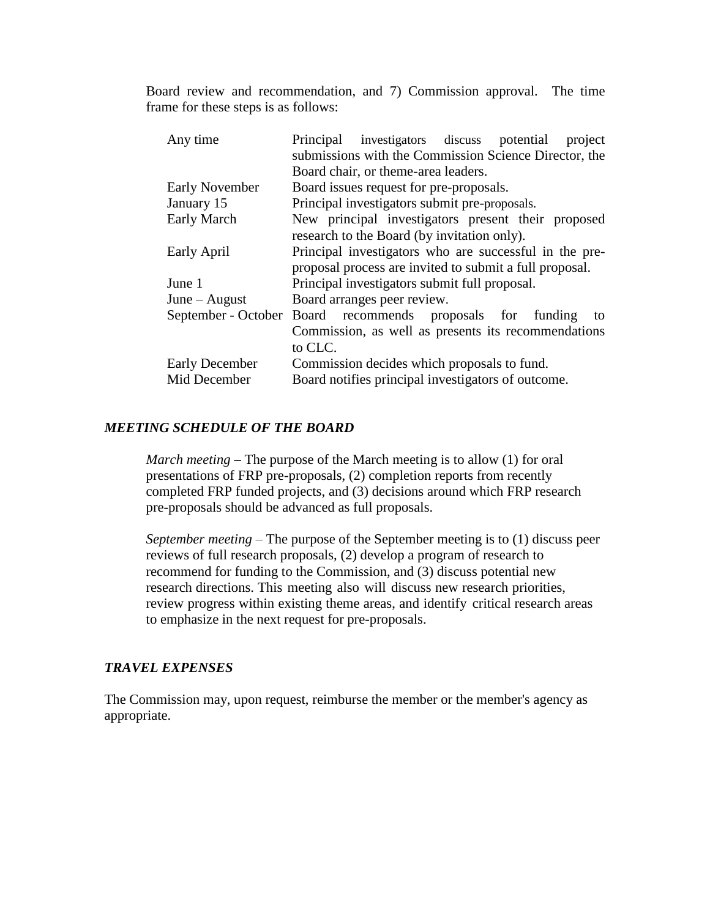Board review and recommendation, and 7) Commission approval. The time frame for these steps is as follows:

| | |
|---|---|
| Any time | Principal investigators discuss potential project submissions with the Commission Science Director, the Board chair, or theme-area leaders. |
| Early November | Board issues request for pre-proposals. |
| January 15 | Principal investigators submit pre-proposals. |
| Early March | New principal investigators present their proposed research to the Board (by invitation only). |
| Early April | Principal investigators who are successful in the pre-proposal process are invited to submit a full proposal. |
| June 1 | Principal investigators submit full proposal. |
| June – August | Board arranges peer review. |
| September - October | Board recommends proposals for funding to Commission, as well as presents its recommendations to CLC. |
| Early December | Commission decides which proposals to fund. |
| Mid December | Board notifies principal investigators of outcome. |

### *MEETING SCHEDULE OF THE BOARD*

*March meeting* – The purpose of the March meeting is to allow (1) for oral presentations of FRP pre-proposals, (2) completion reports from recently completed FRP funded projects, and (3) decisions around which FRP research pre-proposals should be advanced as full proposals.

*September meeting* – The purpose of the September meeting is to (1) discuss peer reviews of full research proposals, (2) develop a program of research to recommend for funding to the Commission, and (3) discuss potential new research directions. This meeting also will discuss new research priorities, review progress within existing theme areas, and identify critical research areas to emphasize in the next request for pre-proposals.

### *TRAVEL EXPENSES*

The Commission may, upon request, reimburse the member or the member's agency as appropriate.